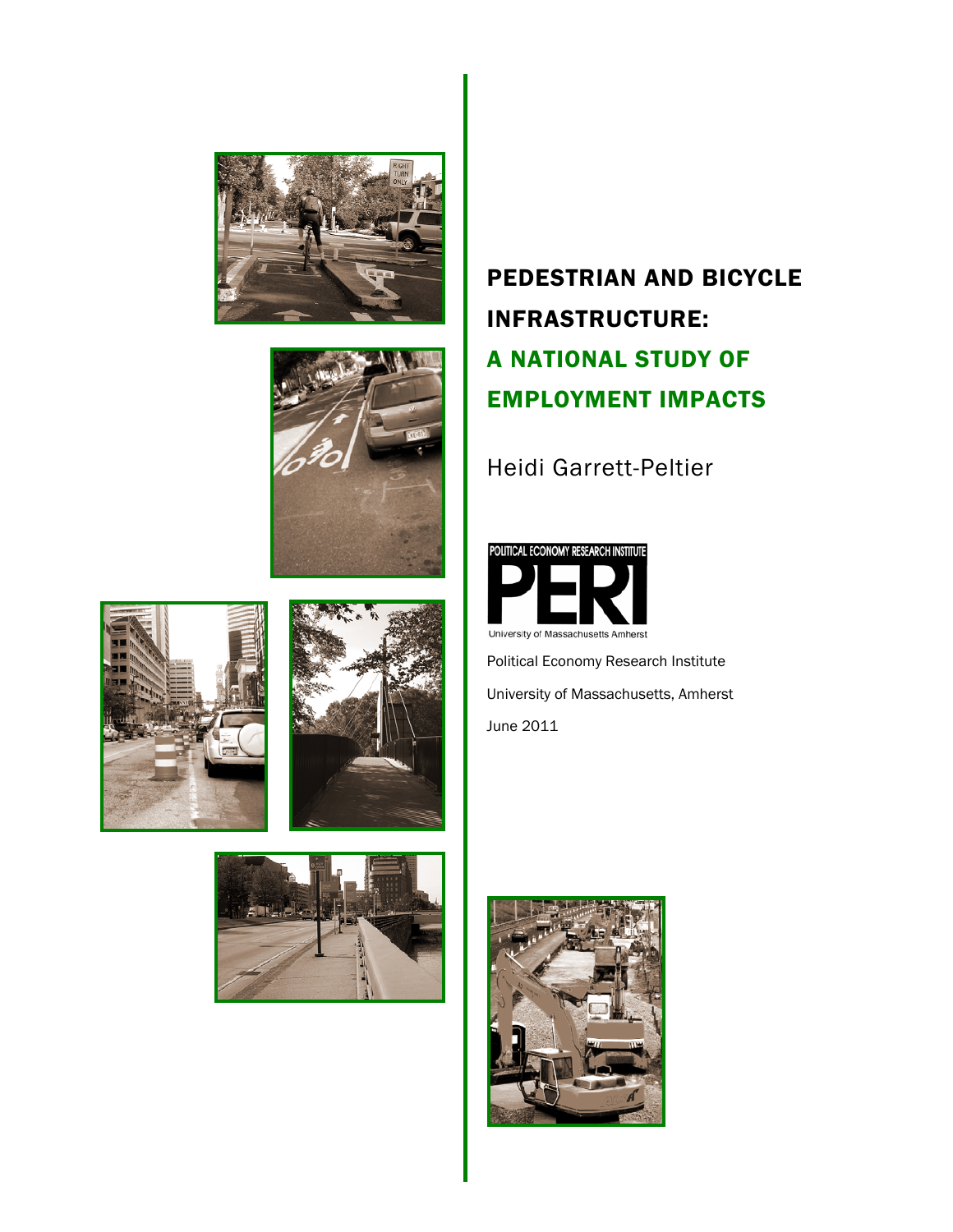# PEDESTRIAN AND BICYCLE INFRASTRUCTURE: A NATIONAL STUDY OF EMPLOYMENT IMPACTS

Heidi Garrett-Peltier

POLITICAL ECONOMY RESEARCH INSTITUTE
PERI
University of Massachusetts Amherst

Political Economy Research Institute

University of Massachusetts, Amherst

June 2011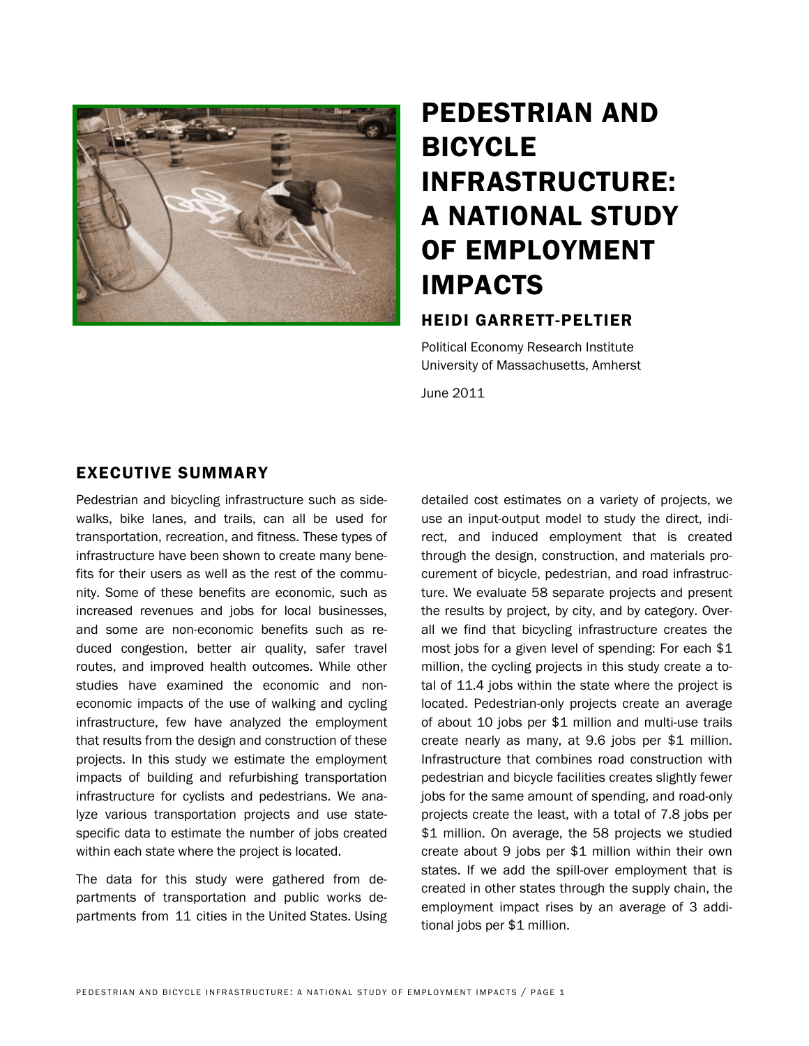# PEDESTRIAN AND BICYCLE INFRASTRUCTURE: A NATIONAL STUDY OF EMPLOYMENT IMPACTS

## HEIDI GARRETT-PELTIER

Political Economy Research Institute
University of Massachusetts, Amherst

June 2011

## EXECUTIVE SUMMARY

Pedestrian and bicycling infrastructure such as sidewalks, bike lanes, and trails, can all be used for transportation, recreation, and fitness. These types of infrastructure have been shown to create many benefits for their users as well as the rest of the community. Some of these benefits are economic, such as increased revenues and jobs for local businesses, and some are non-economic benefits such as reduced congestion, better air quality, safer travel routes, and improved health outcomes. While other studies have examined the economic and non-economic impacts of the use of walking and cycling infrastructure, few have analyzed the employment that results from the design and construction of these projects. In this study we estimate the employment impacts of building and refurbishing transportation infrastructure for cyclists and pedestrians. We analyze various transportation projects and use state-specific data to estimate the number of jobs created within each state where the project is located.

The data for this study were gathered from departments of transportation and public works departments from 11 cities in the United States. Using detailed cost estimates on a variety of projects, we use an input-output model to study the direct, indirect, and induced employment that is created through the design, construction, and materials procurement of bicycle, pedestrian, and road infrastructure. We evaluate 58 separate projects and present the results by project, by city, and by category. Overall we find that bicycling infrastructure creates the most jobs for a given level of spending: For each $1 million, the cycling projects in this study create a total of 11.4 jobs within the state where the project is located. Pedestrian-only projects create an average of about 10 jobs per $1 million and multi-use trails create nearly as many, at 9.6 jobs per $1 million. Infrastructure that combines road construction with pedestrian and bicycle facilities creates slightly fewer jobs for the same amount of spending, and road-only projects create the least, with a total of 7.8 jobs per $1 million. On average, the 58 projects we studied create about 9 jobs per $1 million within their own states. If we add the spill-over employment that is created in other states through the supply chain, the employment impact rises by an average of 3 additional jobs per $1 million.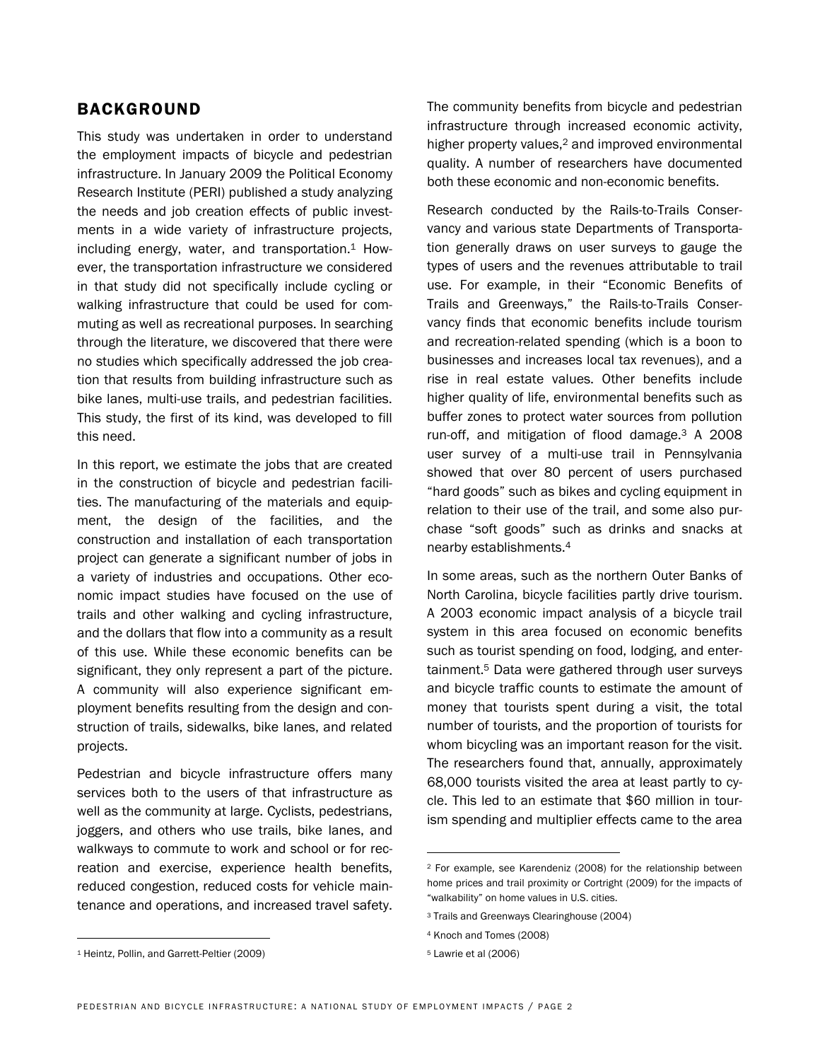## BACKGROUND

This study was undertaken in order to understand the employment impacts of bicycle and pedestrian infrastructure. In January 2009 the Political Economy Research Institute (PERI) published a study analyzing the needs and job creation effects of public investments in a wide variety of infrastructure projects, including energy, water, and transportation.[1] However, the transportation infrastructure we considered in that study did not specifically include cycling or walking infrastructure that could be used for commuting as well as recreational purposes. In searching through the literature, we discovered that there were no studies which specifically addressed the job creation that results from building infrastructure such as bike lanes, multi-use trails, and pedestrian facilities. This study, the first of its kind, was developed to fill this need.

In this report, we estimate the jobs that are created in the construction of bicycle and pedestrian facilities. The manufacturing of the materials and equipment, the design of the facilities, and the construction and installation of each transportation project can generate a significant number of jobs in a variety of industries and occupations. Other economic impact studies have focused on the use of trails and other walking and cycling infrastructure, and the dollars that flow into a community as a result of this use. While these economic benefits can be significant, they only represent a part of the picture. A community will also experience significant employment benefits resulting from the design and construction of trails, sidewalks, bike lanes, and related projects.

Pedestrian and bicycle infrastructure offers many services both to the users of that infrastructure as well as the community at large. Cyclists, pedestrians, joggers, and others who use trails, bike lanes, and walkways to commute to work and school or for recreation and exercise, experience health benefits, reduced congestion, reduced costs for vehicle maintenance and operations, and increased travel safety.

The community benefits from bicycle and pedestrian infrastructure through increased economic activity, higher property values,[2] and improved environmental quality. A number of researchers have documented both these economic and non-economic benefits.

Research conducted by the Rails-to-Trails Conservancy and various state Departments of Transportation generally draws on user surveys to gauge the types of users and the revenues attributable to trail use. For example, in their "Economic Benefits of Trails and Greenways," the Rails-to-Trails Conservancy finds that economic benefits include tourism and recreation-related spending (which is a boon to businesses and increases local tax revenues), and a rise in real estate values. Other benefits include higher quality of life, environmental benefits such as buffer zones to protect water sources from pollution run-off, and mitigation of flood damage.[3] A 2008 user survey of a multi-use trail in Pennsylvania showed that over 80 percent of users purchased "hard goods" such as bikes and cycling equipment in relation to their use of the trail, and some also purchase "soft goods" such as drinks and snacks at nearby establishments.[4]

In some areas, such as the northern Outer Banks of North Carolina, bicycle facilities partly drive tourism. A 2003 economic impact analysis of a bicycle trail system in this area focused on economic benefits such as tourist spending on food, lodging, and entertainment.[5] Data were gathered through user surveys and bicycle traffic counts to estimate the amount of money that tourists spent during a visit, the total number of tourists, and the proportion of tourists for whom bicycling was an important reason for the visit. The researchers found that, annually, approximately 68,000 tourists visited the area at least partly to cycle. This led to an estimate that $60 million in tourism spending and multiplier effects came to the area

---

[1] Heintz, Pollin, and Garrett-Peltier (2009)

[2] For example, see Karendeniz (2008) for the relationship between home prices and trail proximity or Cortright (2009) for the impacts of "walkability" on home values in U.S. cities.

[3] Trails and Greenways Clearinghouse (2004)

[4] Knoch and Tomes (2008)

[5] Lawrie et al (2006)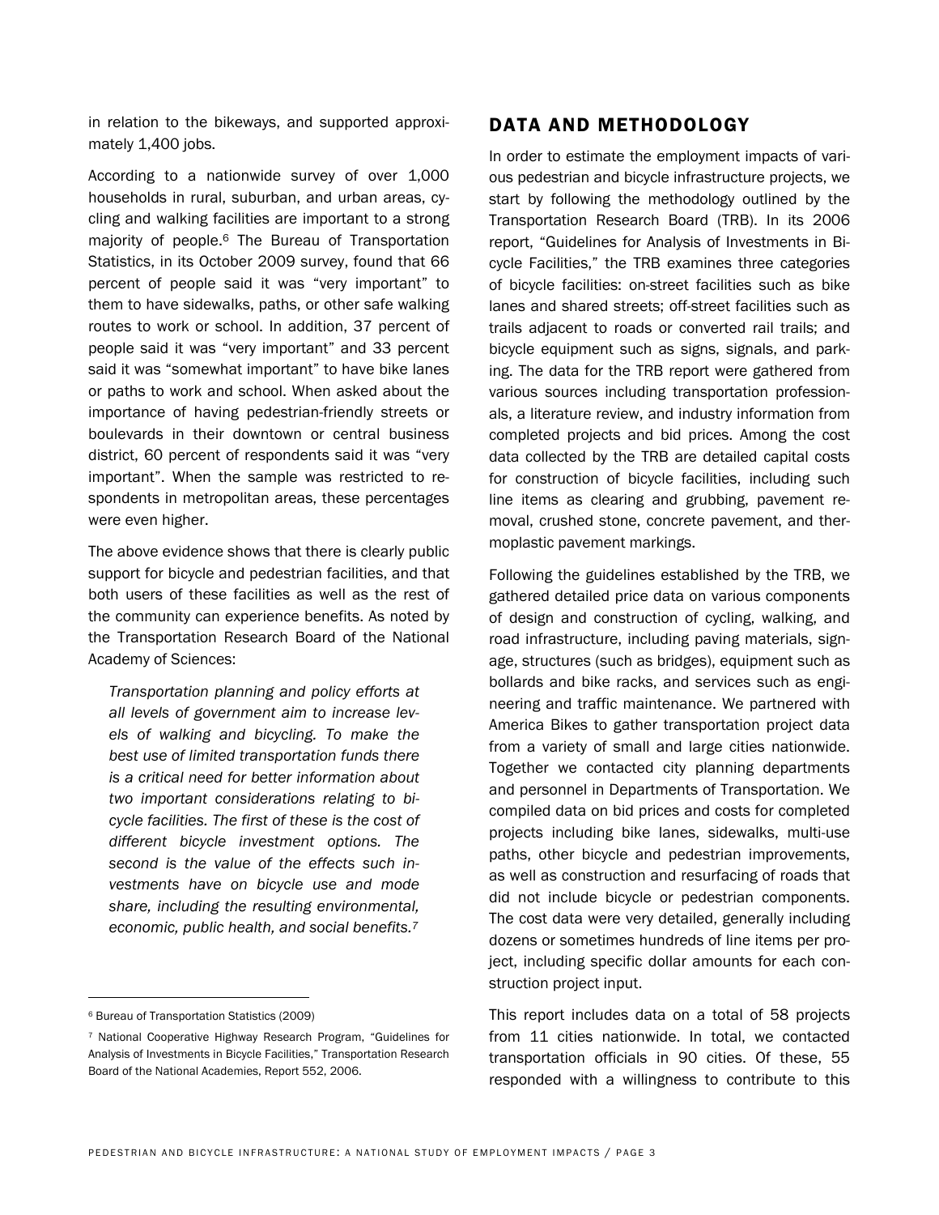in relation to the bikeways, and supported approximately 1,400 jobs.

According to a nationwide survey of over 1,000 households in rural, suburban, and urban areas, cycling and walking facilities are important to a strong majority of people.[6] The Bureau of Transportation Statistics, in its October 2009 survey, found that 66 percent of people said it was "very important" to them to have sidewalks, paths, or other safe walking routes to work or school. In addition, 37 percent of people said it was "very important" and 33 percent said it was "somewhat important" to have bike lanes or paths to work and school. When asked about the importance of having pedestrian-friendly streets or boulevards in their downtown or central business district, 60 percent of respondents said it was "very important". When the sample was restricted to respondents in metropolitan areas, these percentages were even higher.

The above evidence shows that there is clearly public support for bicycle and pedestrian facilities, and that both users of these facilities as well as the rest of the community can experience benefits. As noted by the Transportation Research Board of the National Academy of Sciences:

> *Transportation planning and policy efforts at all levels of government aim to increase levels of walking and bicycling. To make the best use of limited transportation funds there is a critical need for better information about two important considerations relating to bicycle facilities. The first of these is the cost of different bicycle investment options. The second is the value of the effects such investments have on bicycle use and mode share, including the resulting environmental, economic, public health, and social benefits.*[7]

## DATA AND METHODOLOGY

In order to estimate the employment impacts of various pedestrian and bicycle infrastructure projects, we start by following the methodology outlined by the Transportation Research Board (TRB). In its 2006 report, "Guidelines for Analysis of Investments in Bicycle Facilities," the TRB examines three categories of bicycle facilities: on-street facilities such as bike lanes and shared streets; off-street facilities such as trails adjacent to roads or converted rail trails; and bicycle equipment such as signs, signals, and parking. The data for the TRB report were gathered from various sources including transportation professionals, a literature review, and industry information from completed projects and bid prices. Among the cost data collected by the TRB are detailed capital costs for construction of bicycle facilities, including such line items as clearing and grubbing, pavement removal, crushed stone, concrete pavement, and thermoplastic pavement markings.

Following the guidelines established by the TRB, we gathered detailed price data on various components of design and construction of cycling, walking, and road infrastructure, including paving materials, signage, structures (such as bridges), equipment such as bollards and bike racks, and services such as engineering and traffic maintenance. We partnered with America Bikes to gather transportation project data from a variety of small and large cities nationwide. Together we contacted city planning departments and personnel in Departments of Transportation. We compiled data on bid prices and costs for completed projects including bike lanes, sidewalks, multi-use paths, other bicycle and pedestrian improvements, as well as construction and resurfacing of roads that did not include bicycle or pedestrian components. The cost data were very detailed, generally including dozens or sometimes hundreds of line items per project, including specific dollar amounts for each construction project input.

This report includes data on a total of 58 projects from 11 cities nationwide. In total, we contacted transportation officials in 90 cities. Of these, 55 responded with a willingness to contribute to this

---

[6] Bureau of Transportation Statistics (2009)

[7] National Cooperative Highway Research Program, "Guidelines for Analysis of Investments in Bicycle Facilities," Transportation Research Board of the National Academies, Report 552, 2006.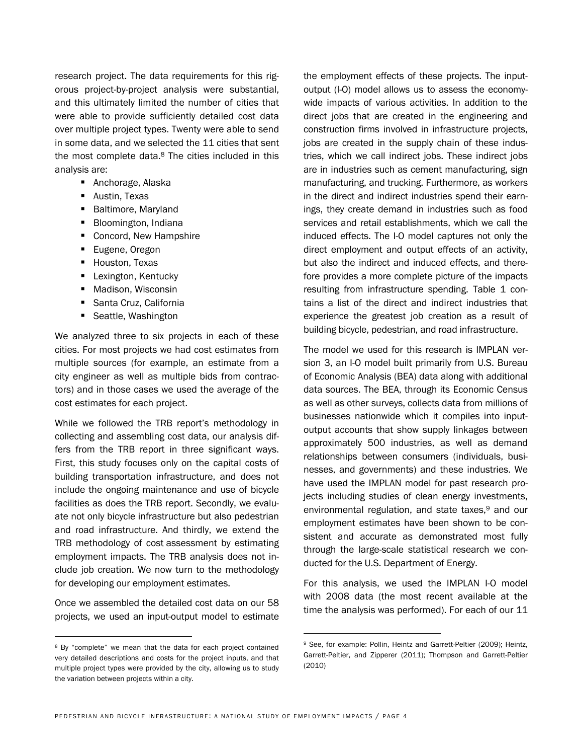research project. The data requirements for this rigorous project-by-project analysis were substantial, and this ultimately limited the number of cities that were able to provide sufficiently detailed cost data over multiple project types. Twenty were able to send in some data, and we selected the 11 cities that sent the most complete data.[8] The cities included in this analysis are:

- Anchorage, Alaska
- Austin, Texas
- Baltimore, Maryland
- Bloomington, Indiana
- Concord, New Hampshire
- Eugene, Oregon
- Houston, Texas
- Lexington, Kentucky
- Madison, Wisconsin
- Santa Cruz, California
- Seattle, Washington

We analyzed three to six projects in each of these cities. For most projects we had cost estimates from multiple sources (for example, an estimate from a city engineer as well as multiple bids from contractors) and in those cases we used the average of the cost estimates for each project.

While we followed the TRB report's methodology in collecting and assembling cost data, our analysis differs from the TRB report in three significant ways. First, this study focuses only on the capital costs of building transportation infrastructure, and does not include the ongoing maintenance and use of bicycle facilities as does the TRB report. Secondly, we evaluate not only bicycle infrastructure but also pedestrian and road infrastructure. And thirdly, we extend the TRB methodology of cost assessment by estimating employment impacts. The TRB analysis does not include job creation. We now turn to the methodology for developing our employment estimates.

Once we assembled the detailed cost data on our 58 projects, we used an input-output model to estimate the employment effects of these projects. The input-output (I-O) model allows us to assess the economy-wide impacts of various activities. In addition to the direct jobs that are created in the engineering and construction firms involved in infrastructure projects, jobs are created in the supply chain of these industries, which we call indirect jobs. These indirect jobs are in industries such as cement manufacturing, sign manufacturing, and trucking. Furthermore, as workers in the direct and indirect industries spend their earnings, they create demand in industries such as food services and retail establishments, which we call the induced effects. The I-O model captures not only the direct employment and output effects of an activity, but also the indirect and induced effects, and therefore provides a more complete picture of the impacts resulting from infrastructure spending. Table 1 contains a list of the direct and indirect industries that experience the greatest job creation as a result of building bicycle, pedestrian, and road infrastructure.

The model we used for this research is IMPLAN version 3, an I-O model built primarily from U.S. Bureau of Economic Analysis (BEA) data along with additional data sources. The BEA, through its Economic Census as well as other surveys, collects data from millions of businesses nationwide which it compiles into input-output accounts that show supply linkages between approximately 500 industries, as well as demand relationships between consumers (individuals, businesses, and governments) and these industries. We have used the IMPLAN model for past research projects including studies of clean energy investments, environmental regulation, and state taxes,[9] and our employment estimates have been shown to be consistent and accurate as demonstrated most fully through the large-scale statistical research we conducted for the U.S. Department of Energy.

For this analysis, we used the IMPLAN I-O model with 2008 data (the most recent available at the time the analysis was performed). For each of our 11

---

[8] By "complete" we mean that the data for each project contained very detailed descriptions and costs for the project inputs, and that multiple project types were provided by the city, allowing us to study the variation between projects within a city.

[9] See, for example: Pollin, Heintz and Garrett-Peltier (2009); Heintz, Garrett-Peltier, and Zipperer (2011); Thompson and Garrett-Peltier (2010)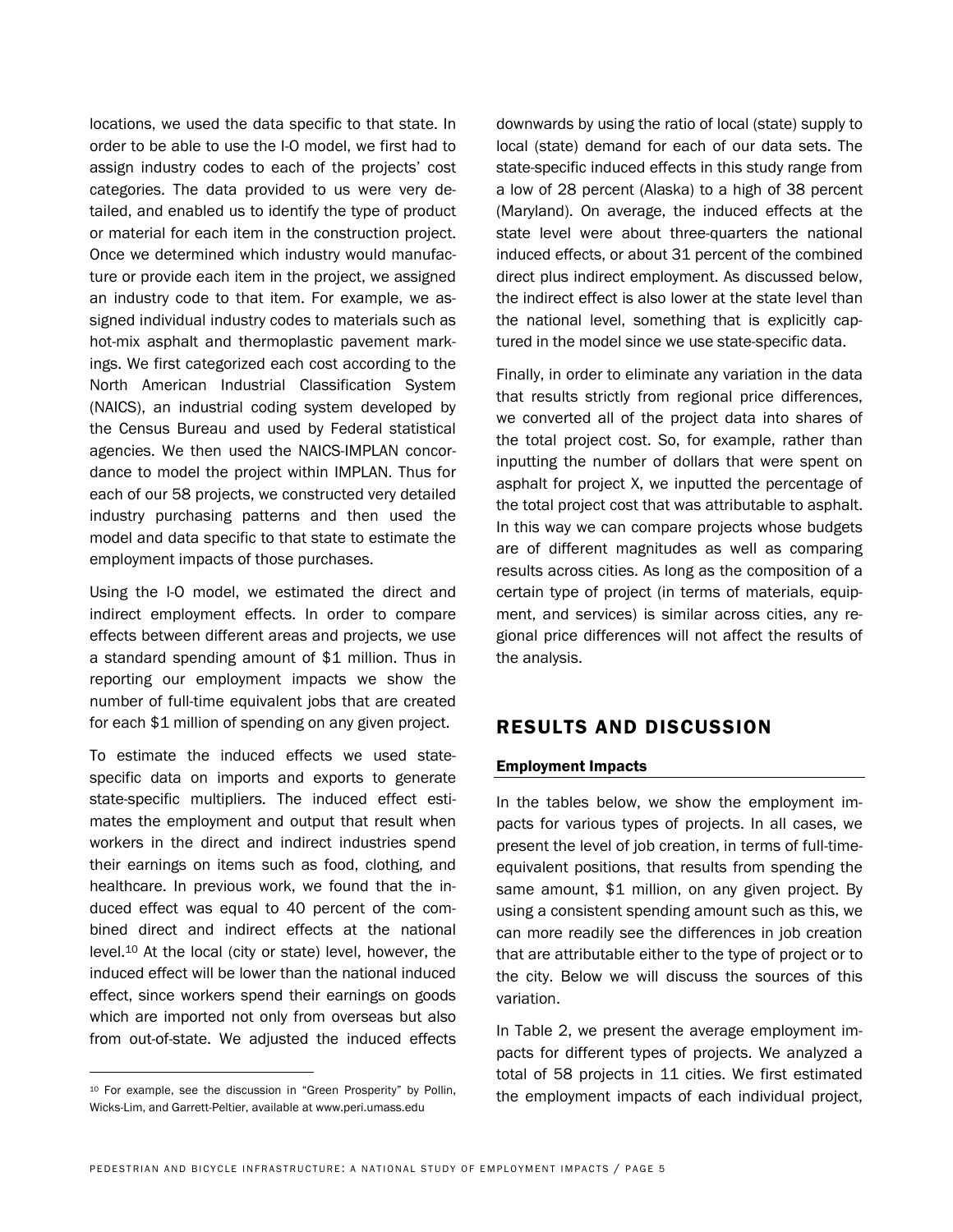locations, we used the data specific to that state. In order to be able to use the I-O model, we first had to assign industry codes to each of the projects' cost categories. The data provided to us were very detailed, and enabled us to identify the type of product or material for each item in the construction project. Once we determined which industry would manufacture or provide each item in the project, we assigned an industry code to that item. For example, we assigned individual industry codes to materials such as hot-mix asphalt and thermoplastic pavement markings. We first categorized each cost according to the North American Industrial Classification System (NAICS), an industrial coding system developed by the Census Bureau and used by Federal statistical agencies. We then used the NAICS-IMPLAN concordance to model the project within IMPLAN. Thus for each of our 58 projects, we constructed very detailed industry purchasing patterns and then used the model and data specific to that state to estimate the employment impacts of those purchases.

Using the I-O model, we estimated the direct and indirect employment effects. In order to compare effects between different areas and projects, we use a standard spending amount of $1 million. Thus in reporting our employment impacts we show the number of full-time equivalent jobs that are created for each $1 million of spending on any given project.

To estimate the induced effects we used state-specific data on imports and exports to generate state-specific multipliers. The induced effect estimates the employment and output that result when workers in the direct and indirect industries spend their earnings on items such as food, clothing, and healthcare. In previous work, we found that the induced effect was equal to 40 percent of the combined direct and indirect effects at the national level.[10] At the local (city or state) level, however, the induced effect will be lower than the national induced effect, since workers spend their earnings on goods which are imported not only from overseas but also from out-of-state. We adjusted the induced effects downwards by using the ratio of local (state) supply to local (state) demand for each of our data sets. The state-specific induced effects in this study range from a low of 28 percent (Alaska) to a high of 38 percent (Maryland). On average, the induced effects at the state level were about three-quarters the national induced effects, or about 31 percent of the combined direct plus indirect employment. As discussed below, the indirect effect is also lower at the state level than the national level, something that is explicitly captured in the model since we use state-specific data.

Finally, in order to eliminate any variation in the data that results strictly from regional price differences, we converted all of the project data into shares of the total project cost. So, for example, rather than inputting the number of dollars that were spent on asphalt for project X, we inputted the percentage of the total project cost that was attributable to asphalt. In this way we can compare projects whose budgets are of different magnitudes as well as comparing results across cities. As long as the composition of a certain type of project (in terms of materials, equipment, and services) is similar across cities, any regional price differences will not affect the results of the analysis.

## RESULTS AND DISCUSSION

### Employment Impacts

In the tables below, we show the employment impacts for various types of projects. In all cases, we present the level of job creation, in terms of full-time-equivalent positions, that results from spending the same amount, $1 million, on any given project. By using a consistent spending amount such as this, we can more readily see the differences in job creation that are attributable either to the type of project or to the city. Below we will discuss the sources of this variation.

In Table 2, we present the average employment impacts for different types of projects. We analyzed a total of 58 projects in 11 cities. We first estimated the employment impacts of each individual project,

---

[10] For example, see the discussion in "Green Prosperity" by Pollin, Wicks-Lim, and Garrett-Peltier, available at www.peri.umass.edu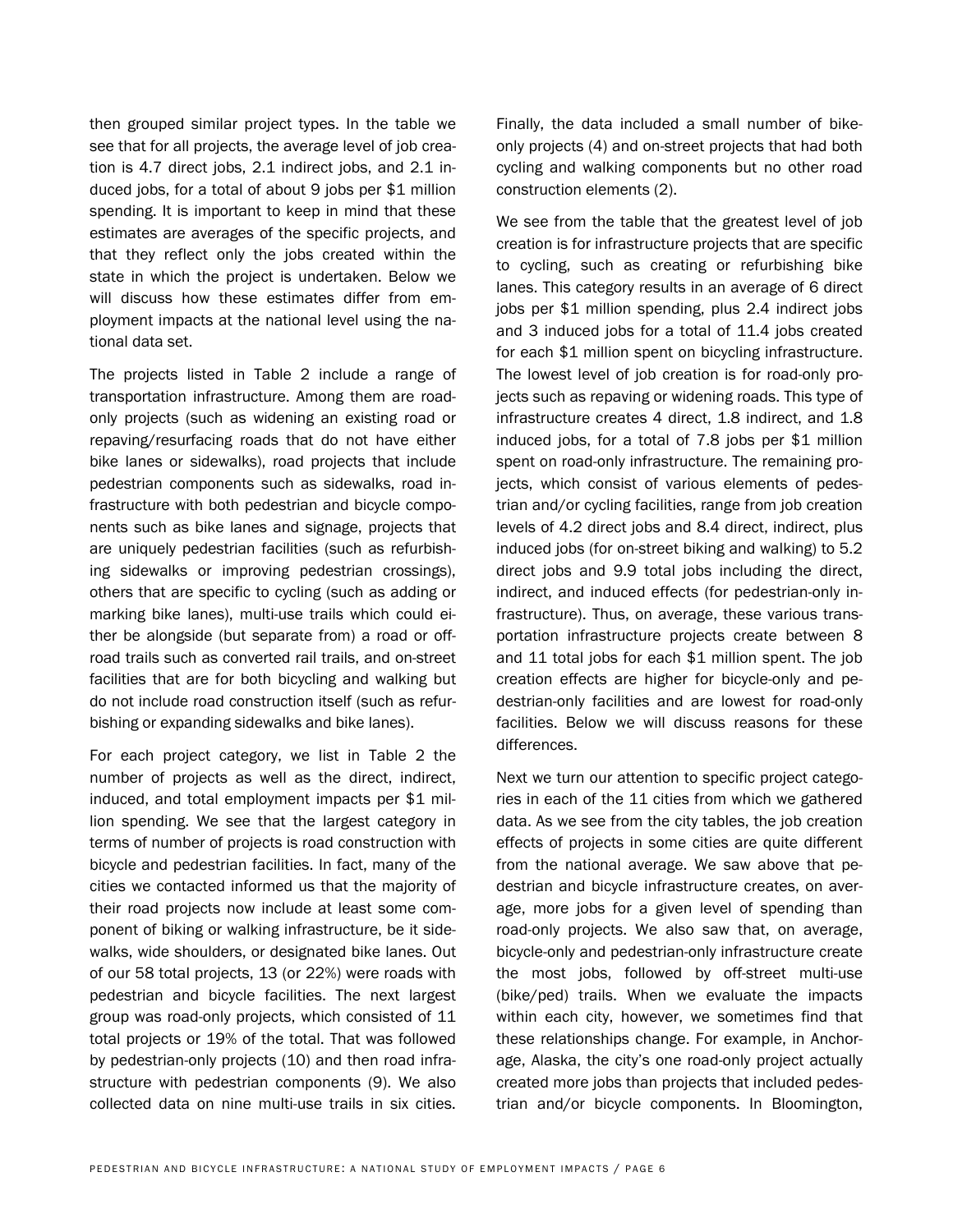then grouped similar project types. In the table we see that for all projects, the average level of job creation is 4.7 direct jobs, 2.1 indirect jobs, and 2.1 induced jobs, for a total of about 9 jobs per $1 million spending. It is important to keep in mind that these estimates are averages of the specific projects, and that they reflect only the jobs created within the state in which the project is undertaken. Below we will discuss how these estimates differ from employment impacts at the national level using the national data set.

The projects listed in Table 2 include a range of transportation infrastructure. Among them are road-only projects (such as widening an existing road or repaving/resurfacing roads that do not have either bike lanes or sidewalks), road projects that include pedestrian components such as sidewalks, road infrastructure with both pedestrian and bicycle components such as bike lanes and signage, projects that are uniquely pedestrian facilities (such as refurbishing sidewalks or improving pedestrian crossings), others that are specific to cycling (such as adding or marking bike lanes), multi-use trails which could either be alongside (but separate from) a road or off-road trails such as converted rail trails, and on-street facilities that are for both bicycling and walking but do not include road construction itself (such as refurbishing or expanding sidewalks and bike lanes).

For each project category, we list in Table 2 the number of projects as well as the direct, indirect, induced, and total employment impacts per $1 million spending. We see that the largest category in terms of number of projects is road construction with bicycle and pedestrian facilities. In fact, many of the cities we contacted informed us that the majority of their road projects now include at least some component of biking or walking infrastructure, be it sidewalks, wide shoulders, or designated bike lanes. Out of our 58 total projects, 13 (or 22%) were roads with pedestrian and bicycle facilities. The next largest group was road-only projects, which consisted of 11 total projects or 19% of the total. That was followed by pedestrian-only projects (10) and then road infrastructure with pedestrian components (9). We also collected data on nine multi-use trails in six cities. Finally, the data included a small number of bike-only projects (4) and on-street projects that had both cycling and walking components but no other road construction elements (2).

We see from the table that the greatest level of job creation is for infrastructure projects that are specific to cycling, such as creating or refurbishing bike lanes. This category results in an average of 6 direct jobs per $1 million spending, plus 2.4 indirect jobs and 3 induced jobs for a total of 11.4 jobs created for each $1 million spent on bicycling infrastructure. The lowest level of job creation is for road-only projects such as repaving or widening roads. This type of infrastructure creates 4 direct, 1.8 indirect, and 1.8 induced jobs, for a total of 7.8 jobs per $1 million spent on road-only infrastructure. The remaining projects, which consist of various elements of pedestrian and/or cycling facilities, range from job creation levels of 4.2 direct jobs and 8.4 direct, indirect, plus induced jobs (for on-street biking and walking) to 5.2 direct jobs and 9.9 total jobs including the direct, indirect, and induced effects (for pedestrian-only infrastructure). Thus, on average, these various transportation infrastructure projects create between 8 and 11 total jobs for each $1 million spent. The job creation effects are higher for bicycle-only and pedestrian-only facilities and are lowest for road-only facilities. Below we will discuss reasons for these differences.

Next we turn our attention to specific project categories in each of the 11 cities from which we gathered data. As we see from the city tables, the job creation effects of projects in some cities are quite different from the national average. We saw above that pedestrian and bicycle infrastructure creates, on average, more jobs for a given level of spending than road-only projects. We also saw that, on average, bicycle-only and pedestrian-only infrastructure create the most jobs, followed by off-street multi-use (bike/ped) trails. When we evaluate the impacts within each city, however, we sometimes find that these relationships change. For example, in Anchorage, Alaska, the city's one road-only project actually created more jobs than projects that included pedestrian and/or bicycle components. In Bloomington,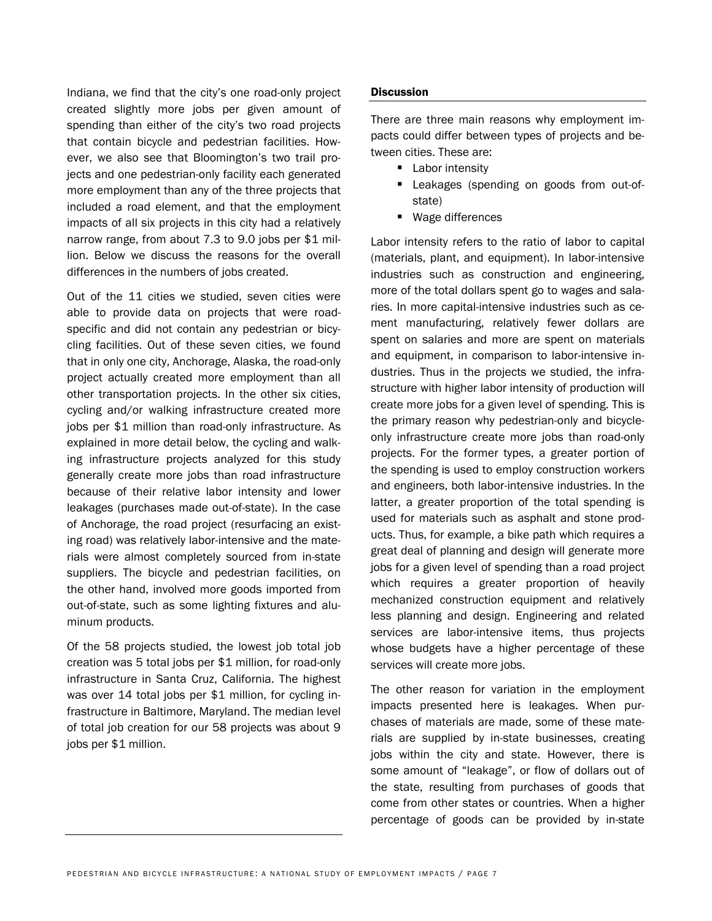Indiana, we find that the city's one road-only project created slightly more jobs per given amount of spending than either of the city's two road projects that contain bicycle and pedestrian facilities. However, we also see that Bloomington's two trail projects and one pedestrian-only facility each generated more employment than any of the three projects that included a road element, and that the employment impacts of all six projects in this city had a relatively narrow range, from about 7.3 to 9.0 jobs per $1 million. Below we discuss the reasons for the overall differences in the numbers of jobs created.

Out of the 11 cities we studied, seven cities were able to provide data on projects that were road-specific and did not contain any pedestrian or bicycling facilities. Out of these seven cities, we found that in only one city, Anchorage, Alaska, the road-only project actually created more employment than all other transportation projects. In the other six cities, cycling and/or walking infrastructure created more jobs per $1 million than road-only infrastructure. As explained in more detail below, the cycling and walking infrastructure projects analyzed for this study generally create more jobs than road infrastructure because of their relative labor intensity and lower leakages (purchases made out-of-state). In the case of Anchorage, the road project (resurfacing an existing road) was relatively labor-intensive and the materials were almost completely sourced from in-state suppliers. The bicycle and pedestrian facilities, on the other hand, involved more goods imported from out-of-state, such as some lighting fixtures and aluminum products.

Of the 58 projects studied, the lowest job total job creation was 5 total jobs per $1 million, for road-only infrastructure in Santa Cruz, California. The highest was over 14 total jobs per $1 million, for cycling infrastructure in Baltimore, Maryland. The median level of total job creation for our 58 projects was about 9 jobs per $1 million.

### Discussion

There are three main reasons why employment impacts could differ between types of projects and between cities. These are:

- Labor intensity
- Leakages (spending on goods from out-of-state)
- Wage differences

Labor intensity refers to the ratio of labor to capital (materials, plant, and equipment). In labor-intensive industries such as construction and engineering, more of the total dollars spent go to wages and salaries. In more capital-intensive industries such as cement manufacturing, relatively fewer dollars are spent on salaries and more are spent on materials and equipment, in comparison to labor-intensive industries. Thus in the projects we studied, the infrastructure with higher labor intensity of production will create more jobs for a given level of spending. This is the primary reason why pedestrian-only and bicycle-only infrastructure create more jobs than road-only projects. For the former types, a greater portion of the spending is used to employ construction workers and engineers, both labor-intensive industries. In the latter, a greater proportion of the total spending is used for materials such as asphalt and stone products. Thus, for example, a bike path which requires a great deal of planning and design will generate more jobs for a given level of spending than a road project which requires a greater proportion of heavily mechanized construction equipment and relatively less planning and design. Engineering and related services are labor-intensive items, thus projects whose budgets have a higher percentage of these services will create more jobs.

The other reason for variation in the employment impacts presented here is leakages. When purchases of materials are made, some of these materials are supplied by in-state businesses, creating jobs within the city and state. However, there is some amount of "leakage", or flow of dollars out of the state, resulting from purchases of goods that come from other states or countries. When a higher percentage of goods can be provided by in-state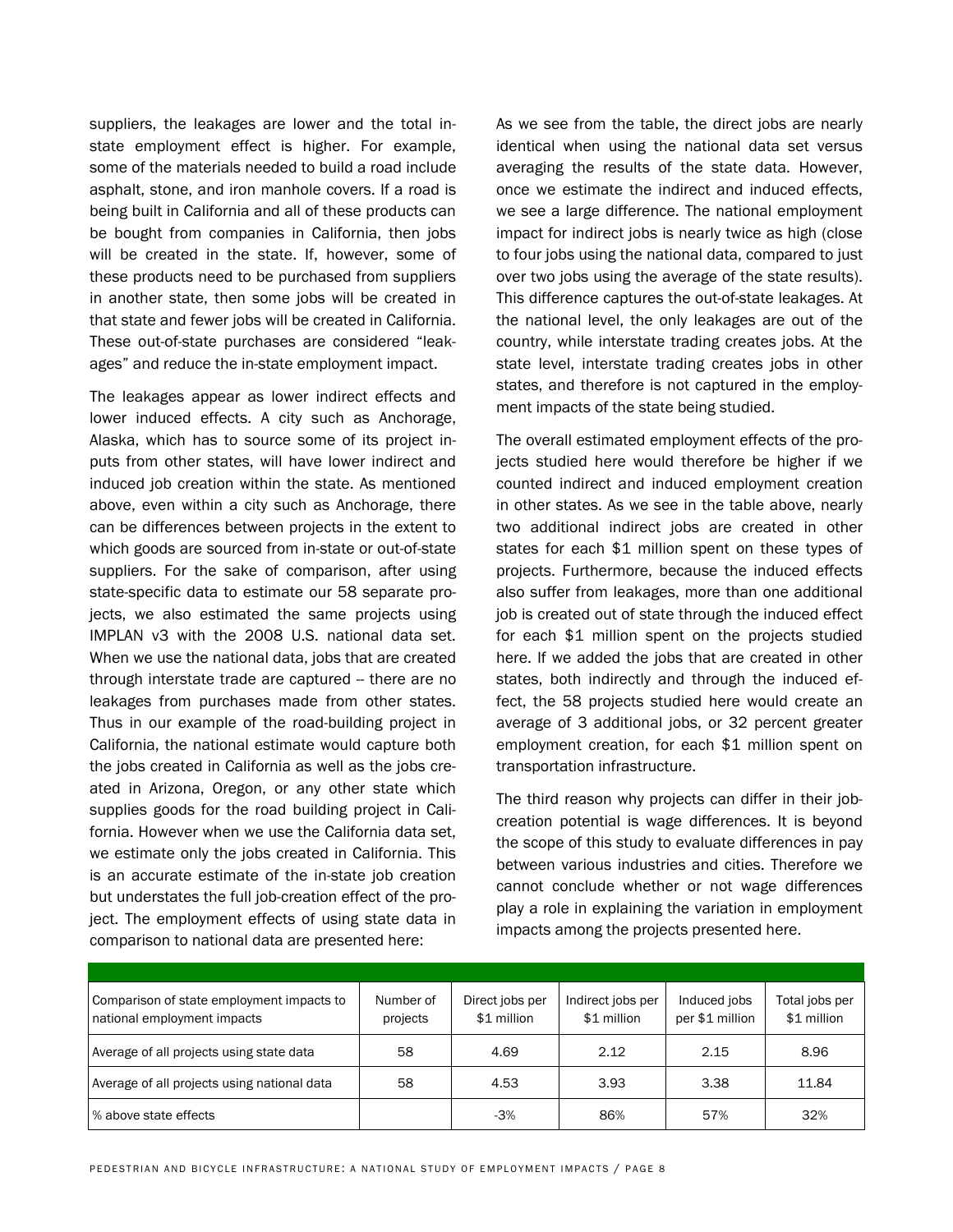suppliers, the leakages are lower and the total in-state employment effect is higher. For example, some of the materials needed to build a road include asphalt, stone, and iron manhole covers. If a road is being built in California and all of these products can be bought from companies in California, then jobs will be created in the state. If, however, some of these products need to be purchased from suppliers in another state, then some jobs will be created in that state and fewer jobs will be created in California. These out-of-state purchases are considered "leakages" and reduce the in-state employment impact.

The leakages appear as lower indirect effects and lower induced effects. A city such as Anchorage, Alaska, which has to source some of its project inputs from other states, will have lower indirect and induced job creation within the state. As mentioned above, even within a city such as Anchorage, there can be differences between projects in the extent to which goods are sourced from in-state or out-of-state suppliers. For the sake of comparison, after using state-specific data to estimate our 58 separate projects, we also estimated the same projects using IMPLAN v3 with the 2008 U.S. national data set. When we use the national data, jobs that are created through interstate trade are captured -- there are no leakages from purchases made from other states. Thus in our example of the road-building project in California, the national estimate would capture both the jobs created in California as well as the jobs created in Arizona, Oregon, or any other state which supplies goods for the road building project in California. However when we use the California data set, we estimate only the jobs created in California. This is an accurate estimate of the in-state job creation but understates the full job-creation effect of the project. The employment effects of using state data in comparison to national data are presented here:

As we see from the table, the direct jobs are nearly identical when using the national data set versus averaging the results of the state data. However, once we estimate the indirect and induced effects, we see a large difference. The national employment impact for indirect jobs is nearly twice as high (close to four jobs using the national data, compared to just over two jobs using the average of the state results). This difference captures the out-of-state leakages. At the national level, the only leakages are out of the country, while interstate trading creates jobs. At the state level, interstate trading creates jobs in other states, and therefore is not captured in the employment impacts of the state being studied.

The overall estimated employment effects of the projects studied here would therefore be higher if we counted indirect and induced employment creation in other states. As we see in the table above, nearly two additional indirect jobs are created in other states for each $1 million spent on these types of projects. Furthermore, because the induced effects also suffer from leakages, more than one additional job is created out of state through the induced effect for each $1 million spent on the projects studied here. If we added the jobs that are created in other states, both indirectly and through the induced effect, the 58 projects studied here would create an average of 3 additional jobs, or 32 percent greater employment creation, for each $1 million spent on transportation infrastructure.

The third reason why projects can differ in their job-creation potential is wage differences. It is beyond the scope of this study to evaluate differences in pay between various industries and cities. Therefore we cannot conclude whether or not wage differences play a role in explaining the variation in employment impacts among the projects presented here.

| Comparison of state employment impacts to national employment impacts | Number of projects | Direct jobs per $1 million | Indirect jobs per $1 million | Induced jobs per $1 million | Total jobs per $1 million |
|---|---|---|---|---|---|
| Average of all projects using state data | 58 | 4.69 | 2.12 | 2.15 | 8.96 |
| Average of all projects using national data | 58 | 4.53 | 3.93 | 3.38 | 11.84 |
| % above state effects | | -3% | 86% | 57% | 32% |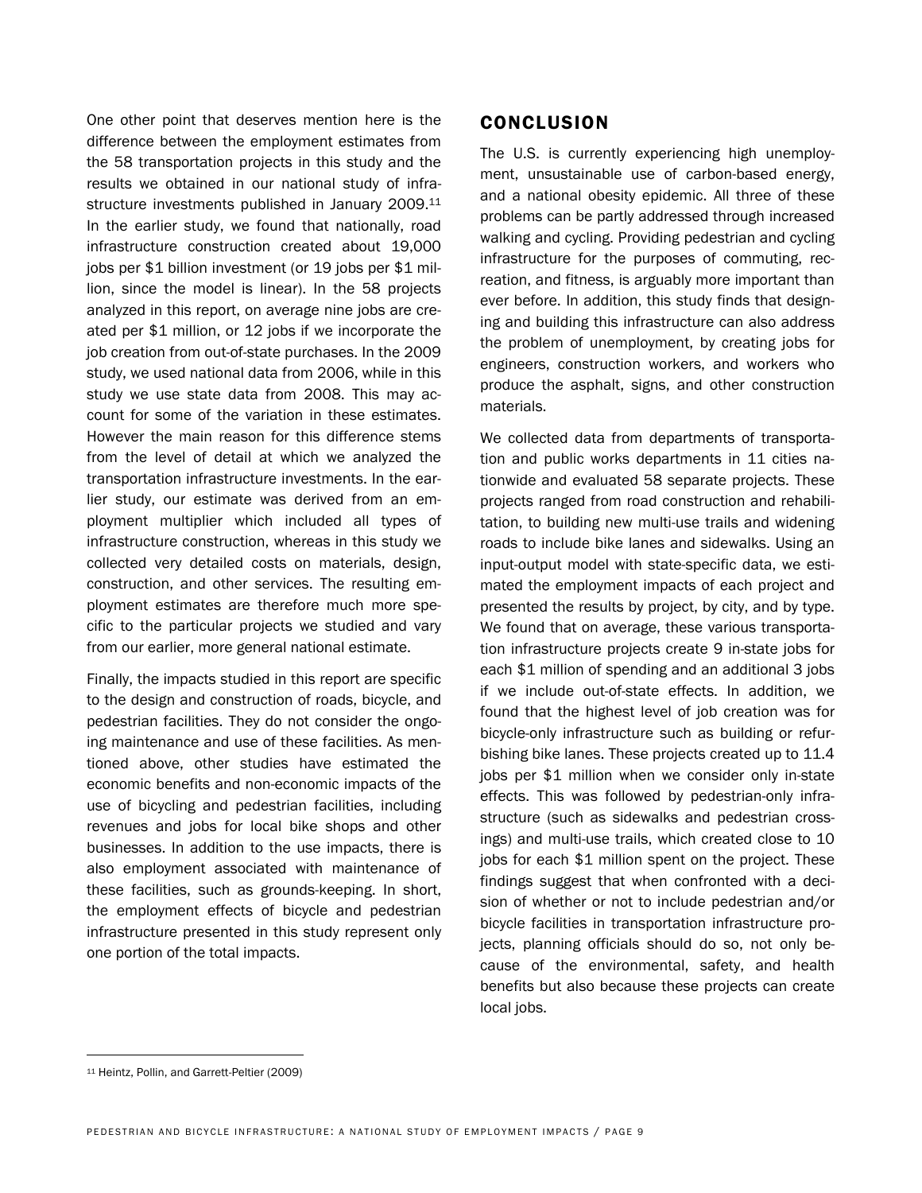One other point that deserves mention here is the difference between the employment estimates from the 58 transportation projects in this study and the results we obtained in our national study of infrastructure investments published in January 2009.[11] In the earlier study, we found that nationally, road infrastructure construction created about 19,000 jobs per $1 billion investment (or 19 jobs per $1 million, since the model is linear). In the 58 projects analyzed in this report, on average nine jobs are created per $1 million, or 12 jobs if we incorporate the job creation from out-of-state purchases. In the 2009 study, we used national data from 2006, while in this study we use state data from 2008. This may account for some of the variation in these estimates. However the main reason for this difference stems from the level of detail at which we analyzed the transportation infrastructure investments. In the earlier study, our estimate was derived from an employment multiplier which included all types of infrastructure construction, whereas in this study we collected very detailed costs on materials, design, construction, and other services. The resulting employment estimates are therefore much more specific to the particular projects we studied and vary from our earlier, more general national estimate.

Finally, the impacts studied in this report are specific to the design and construction of roads, bicycle, and pedestrian facilities. They do not consider the ongoing maintenance and use of these facilities. As mentioned above, other studies have estimated the economic benefits and non-economic impacts of the use of bicycling and pedestrian facilities, including revenues and jobs for local bike shops and other businesses. In addition to the use impacts, there is also employment associated with maintenance of these facilities, such as grounds-keeping. In short, the employment effects of bicycle and pedestrian infrastructure presented in this study represent only one portion of the total impacts.

## CONCLUSION

The U.S. is currently experiencing high unemployment, unsustainable use of carbon-based energy, and a national obesity epidemic. All three of these problems can be partly addressed through increased walking and cycling. Providing pedestrian and cycling infrastructure for the purposes of commuting, recreation, and fitness, is arguably more important than ever before. In addition, this study finds that designing and building this infrastructure can also address the problem of unemployment, by creating jobs for engineers, construction workers, and workers who produce the asphalt, signs, and other construction materials.

We collected data from departments of transportation and public works departments in 11 cities nationwide and evaluated 58 separate projects. These projects ranged from road construction and rehabilitation, to building new multi-use trails and widening roads to include bike lanes and sidewalks. Using an input-output model with state-specific data, we estimated the employment impacts of each project and presented the results by project, by city, and by type. We found that on average, these various transportation infrastructure projects create 9 in-state jobs for each $1 million of spending and an additional 3 jobs if we include out-of-state effects. In addition, we found that the highest level of job creation was for bicycle-only infrastructure such as building or refurbishing bike lanes. These projects created up to 11.4 jobs per $1 million when we consider only in-state effects. This was followed by pedestrian-only infrastructure (such as sidewalks and pedestrian crossings) and multi-use trails, which created close to 10 jobs for each $1 million spent on the project. These findings suggest that when confronted with a decision of whether or not to include pedestrian and/or bicycle facilities in transportation infrastructure projects, planning officials should do so, not only because of the environmental, safety, and health benefits but also because these projects can create local jobs.

[11] Heintz, Pollin, and Garrett-Peltier (2009)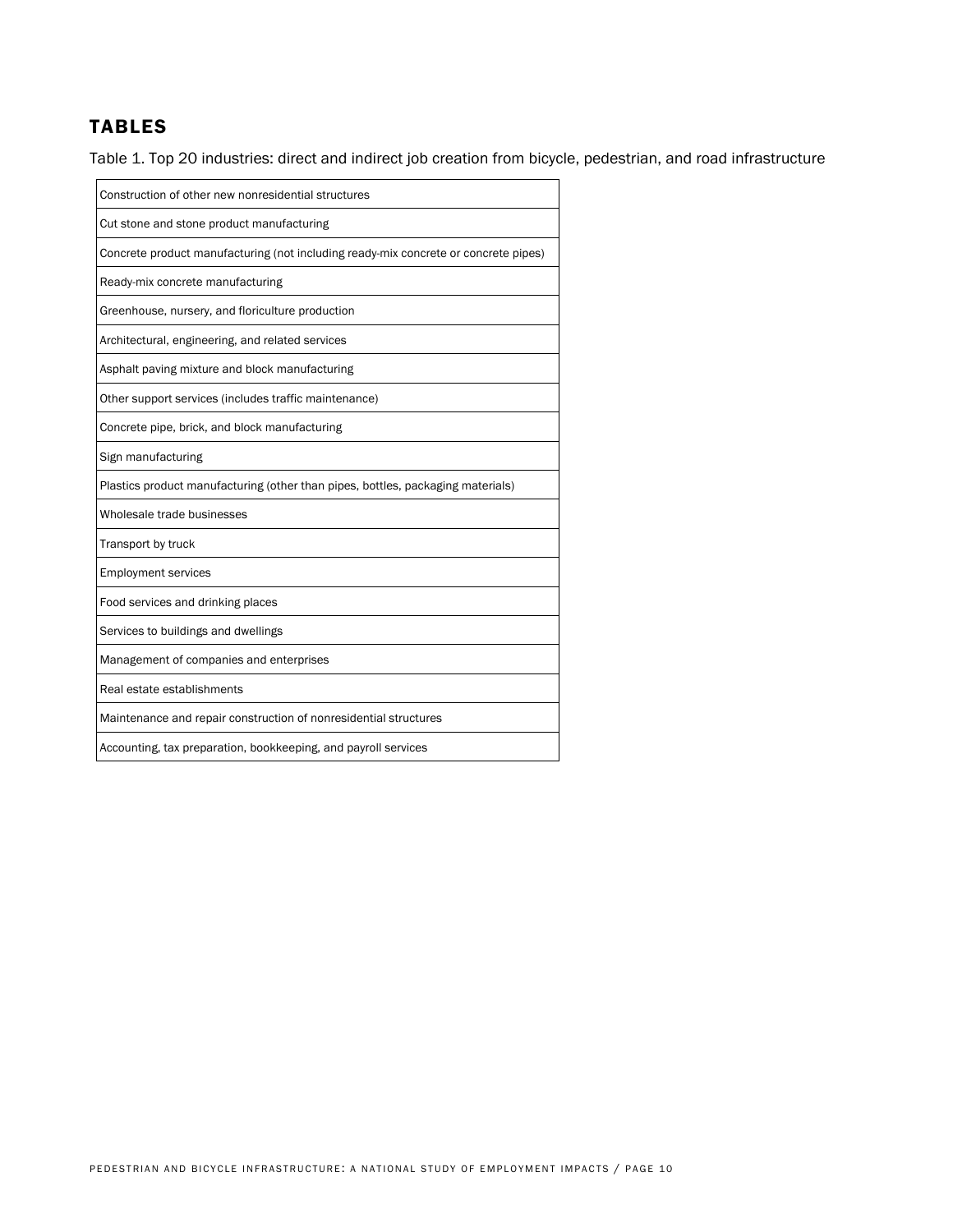## TABLES

Table 1. Top 20 industries: direct and indirect job creation from bicycle, pedestrian, and road infrastructure

| Industry |
|---|
| Construction of other new nonresidential structures |
| Cut stone and stone product manufacturing |
| Concrete product manufacturing (not including ready-mix concrete or concrete pipes) |
| Ready-mix concrete manufacturing |
| Greenhouse, nursery, and floriculture production |
| Architectural, engineering, and related services |
| Asphalt paving mixture and block manufacturing |
| Other support services (includes traffic maintenance) |
| Concrete pipe, brick, and block manufacturing |
| Sign manufacturing |
| Plastics product manufacturing (other than pipes, bottles, packaging materials) |
| Wholesale trade businesses |
| Transport by truck |
| Employment services |
| Food services and drinking places |
| Services to buildings and dwellings |
| Management of companies and enterprises |
| Real estate establishments |
| Maintenance and repair construction of nonresidential structures |
| Accounting, tax preparation, bookkeeping, and payroll services |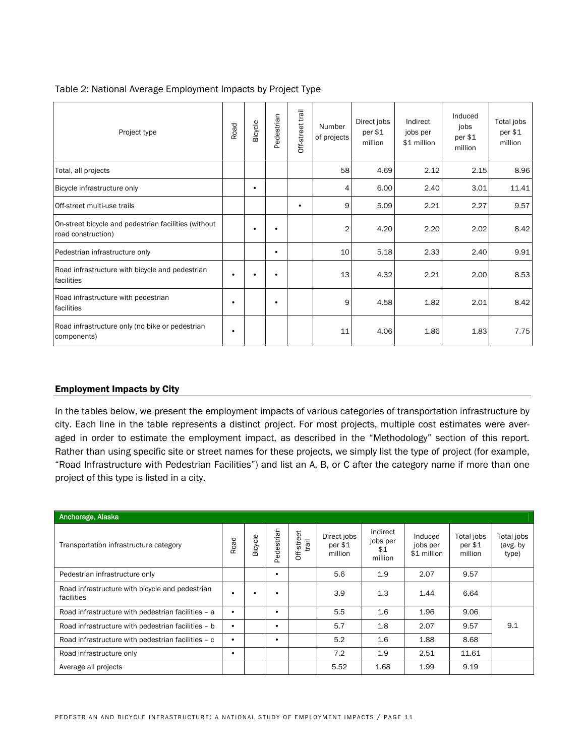Table 2: National Average Employment Impacts by Project Type

| Project type | Road | Bicycle | Pedestrian | Off-street trail | Number of projects | Direct jobs per $1 million | Indirect jobs per $1 million | Induced jobs per $1 million | Total jobs per $1 million |
|---|---|---|---|---|---|---|---|---|---|
| Total, all projects | | | | | 58 | 4.69 | 2.12 | 2.15 | 8.96 |
| Bicycle infrastructure only | | • | | | 4 | 6.00 | 2.40 | 3.01 | 11.41 |
| Off-street multi-use trails | | | | • | 9 | 5.09 | 2.21 | 2.27 | 9.57 |
| On-street bicycle and pedestrian facilities (without road construction) | | • | • | | 2 | 4.20 | 2.20 | 2.02 | 8.42 |
| Pedestrian infrastructure only | | | • | | 10 | 5.18 | 2.33 | 2.40 | 9.91 |
| Road infrastructure with bicycle and pedestrian facilities | • | • | • | | 13 | 4.32 | 2.21 | 2.00 | 8.53 |
| Road infrastructure with pedestrian facilities | • | | • | | 9 | 4.58 | 1.82 | 2.01 | 8.42 |
| Road infrastructure only (no bike or pedestrian components) | • | | | | 11 | 4.06 | 1.86 | 1.83 | 7.75 |

## Employment Impacts by City

In the tables below, we present the employment impacts of various categories of transportation infrastructure by city. Each line in the table represents a distinct project. For most projects, multiple cost estimates were averaged in order to estimate the employment impact, as described in the "Methodology" section of this report. Rather than using specific site or street names for these projects, we simply list the type of project (for example, "Road Infrastructure with Pedestrian Facilities") and list an A, B, or C after the category name if more than one project of this type is listed in a city.

| Anchorage, Alaska | | | | | | | | | |
|---|---|---|---|---|---|---|---|---|---|
| Transportation infrastructure category | Road | Bicycle | Pedestrian | Off-street trail | Direct jobs per $1 million | Indirect jobs per $1 million | Induced jobs per $1 million | Total jobs per $1 million | Total jobs (avg. by type) |
| Pedestrian infrastructure only | | | • | | 5.6 | 1.9 | 2.07 | 9.57 | |
| Road infrastructure with bicycle and pedestrian facilities | • | • | • | | 3.9 | 1.3 | 1.44 | 6.64 | |
| Road infrastructure with pedestrian facilities – a | • | | • | | 5.5 | 1.6 | 1.96 | 9.06 | 9.1 |
| Road infrastructure with pedestrian facilities – b | • | | • | | 5.7 | 1.8 | 2.07 | 9.57 | |
| Road infrastructure with pedestrian facilities – c | • | | • | | 5.2 | 1.6 | 1.88 | 8.68 | |
| Road infrastructure only | • | | | | 7.2 | 1.9 | 2.51 | 11.61 | |
| Average all projects | | | | | 5.52 | 1.68 | 1.99 | 9.19 | |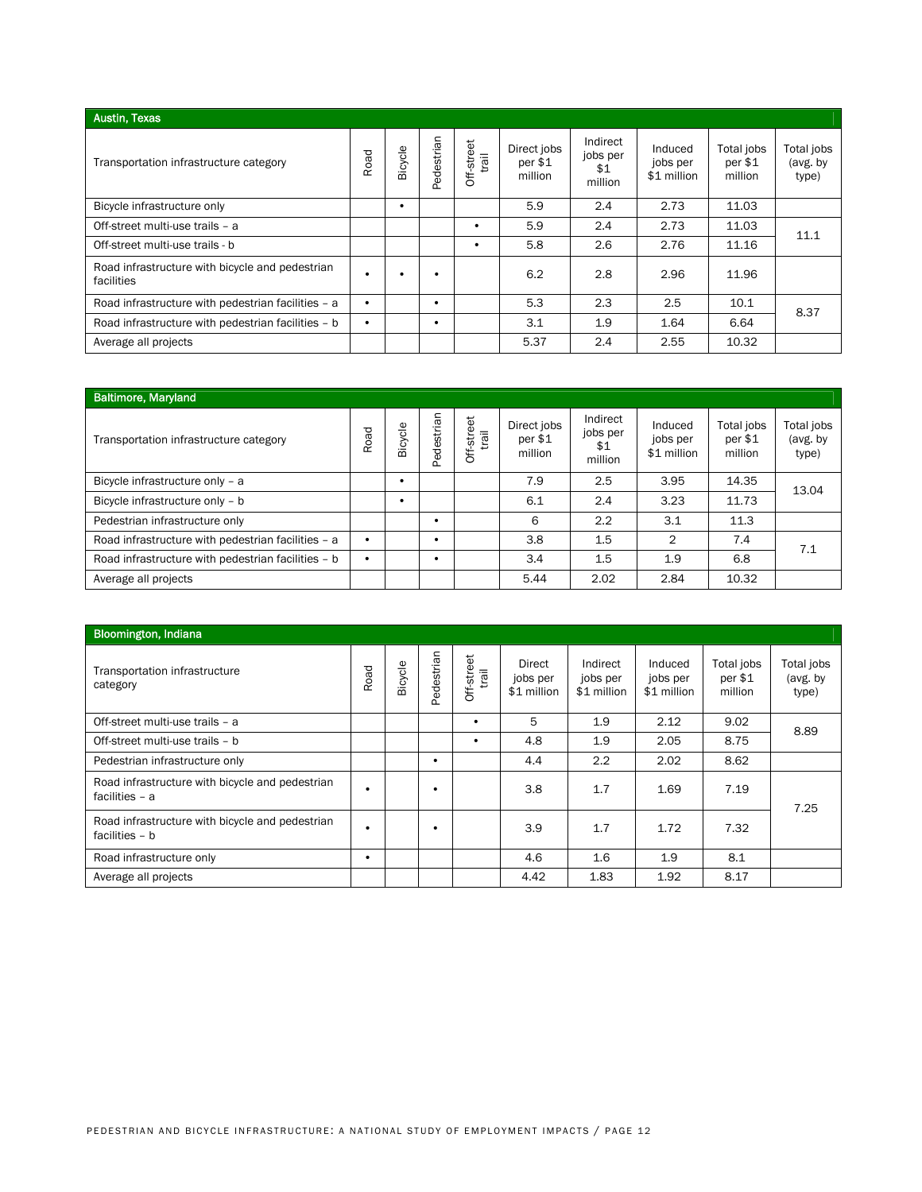| Austin, Texas | | | | | | | | | |
|---|---|---|---|---|---|---|---|---|---|
| Transportation infrastructure category | Road | Bicycle | Pedestrian | Off-street trail | Direct jobs per $1 million | Indirect jobs per $1 million | Induced jobs per $1 million | Total jobs per $1 million | Total jobs (avg. by type) |
| Bicycle infrastructure only | | • | | | 5.9 | 2.4 | 2.73 | 11.03 | |
| Off-street multi-use trails – a | | | | • | 5.9 | 2.4 | 2.73 | 11.03 | 11.1 |
| Off-street multi-use trails - b | | | | • | 5.8 | 2.6 | 2.76 | 11.16 | |
| Road infrastructure with bicycle and pedestrian facilities | • | • | • | | 6.2 | 2.8 | 2.96 | 11.96 | |
| Road infrastructure with pedestrian facilities – a | • | | • | | 5.3 | 2.3 | 2.5 | 10.1 | 8.37 |
| Road infrastructure with pedestrian facilities – b | • | | • | | 3.1 | 1.9 | 1.64 | 6.64 | |
| Average all projects | | | | | 5.37 | 2.4 | 2.55 | 10.32 | |

| Baltimore, Maryland | | | | | | | | | |
|---|---|---|---|---|---|---|---|---|---|
| Transportation infrastructure category | Road | Bicycle | Pedestrian | Off-street trail | Direct jobs per $1 million | Indirect jobs per $1 million | Induced jobs per $1 million | Total jobs per $1 million | Total jobs (avg. by type) |
| Bicycle infrastructure only – a | | • | | | 7.9 | 2.5 | 3.95 | 14.35 | 13.04 |
| Bicycle infrastructure only – b | | • | | | 6.1 | 2.4 | 3.23 | 11.73 | |
| Pedestrian infrastructure only | | | • | | 6 | 2.2 | 3.1 | 11.3 | |
| Road infrastructure with pedestrian facilities – a | • | | • | | 3.8 | 1.5 | 2 | 7.4 | 7.1 |
| Road infrastructure with pedestrian facilities – b | • | | • | | 3.4 | 1.5 | 1.9 | 6.8 | |
| Average all projects | | | | | 5.44 | 2.02 | 2.84 | 10.32 | |

| Bloomington, Indiana | | | | | | | | | |
|---|---|---|---|---|---|---|---|---|---|
| Transportation infrastructure category | Road | Bicycle | Pedestrian | Off-street trail | Direct jobs per $1 million | Indirect jobs per $1 million | Induced jobs per $1 million | Total jobs per $1 million | Total jobs (avg. by type) |
| Off-street multi-use trails – a | | | | • | 5 | 1.9 | 2.12 | 9.02 | 8.89 |
| Off-street multi-use trails – b | | | | • | 4.8 | 1.9 | 2.05 | 8.75 | |
| Pedestrian infrastructure only | | | • | | 4.4 | 2.2 | 2.02 | 8.62 | |
| Road infrastructure with bicycle and pedestrian facilities – a | • | | • | | 3.8 | 1.7 | 1.69 | 7.19 | 7.25 |
| Road infrastructure with bicycle and pedestrian facilities – b | • | | • | | 3.9 | 1.7 | 1.72 | 7.32 | |
| Road infrastructure only | • | | | | 4.6 | 1.6 | 1.9 | 8.1 | |
| Average all projects | | | | | 4.42 | 1.83 | 1.92 | 8.17 | |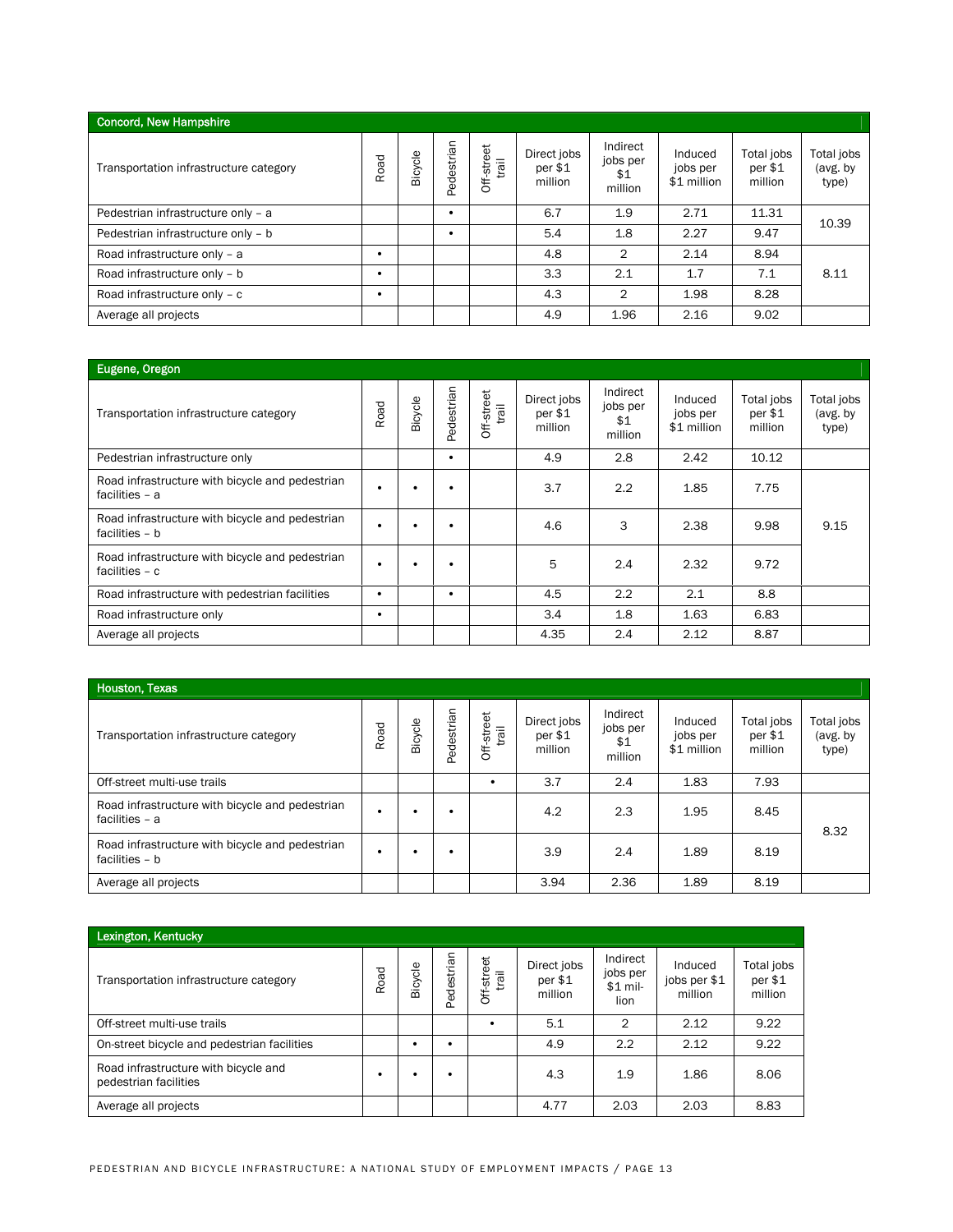| Concord, New Hampshire | | | | | | | | | |
|---|---|---|---|---|---|---|---|---|---|
| Transportation infrastructure category | Road | Bicycle | Pedestrian | Off-street trail | Direct jobs per $1 million | Indirect jobs per $1 million | Induced jobs per $1 million | Total jobs per $1 million | Total jobs (avg. by type) |
| Pedestrian infrastructure only – a | | | • | | 6.7 | 1.9 | 2.71 | 11.31 | 10.39 |
| Pedestrian infrastructure only – b | | | • | | 5.4 | 1.8 | 2.27 | 9.47 | |
| Road infrastructure only – a | • | | | | 4.8 | 2 | 2.14 | 8.94 | 8.11 |
| Road infrastructure only – b | • | | | | 3.3 | 2.1 | 1.7 | 7.1 | |
| Road infrastructure only – c | • | | | | 4.3 | 2 | 1.98 | 8.28 | |
| Average all projects | | | | | 4.9 | 1.96 | 2.16 | 9.02 | |

| Eugene, Oregon | | | | | | | | | |
|---|---|---|---|---|---|---|---|---|---|
| Transportation infrastructure category | Road | Bicycle | Pedestrian | Off-street trail | Direct jobs per $1 million | Indirect jobs per $1 million | Induced jobs per $1 million | Total jobs per $1 million | Total jobs (avg. by type) |
| Pedestrian infrastructure only | | | • | | 4.9 | 2.8 | 2.42 | 10.12 | |
| Road infrastructure with bicycle and pedestrian facilities – a | • | • | • | | 3.7 | 2.2 | 1.85 | 7.75 | 9.15 |
| Road infrastructure with bicycle and pedestrian facilities – b | • | • | • | | 4.6 | 3 | 2.38 | 9.98 | |
| Road infrastructure with bicycle and pedestrian facilities – c | • | • | • | | 5 | 2.4 | 2.32 | 9.72 | |
| Road infrastructure with pedestrian facilities | • | | • | | 4.5 | 2.2 | 2.1 | 8.8 | |
| Road infrastructure only | • | | | | 3.4 | 1.8 | 1.63 | 6.83 | |
| Average all projects | | | | | 4.35 | 2.4 | 2.12 | 8.87 | |

| Houston, Texas | | | | | | | | | |
|---|---|---|---|---|---|---|---|---|---|
| Transportation infrastructure category | Road | Bicycle | Pedestrian | Off-street trail | Direct jobs per $1 million | Indirect jobs per $1 million | Induced jobs per $1 million | Total jobs per $1 million | Total jobs (avg. by type) |
| Off-street multi-use trails | | | | • | 3.7 | 2.4 | 1.83 | 7.93 | |
| Road infrastructure with bicycle and pedestrian facilities – a | • | • | • | | 4.2 | 2.3 | 1.95 | 8.45 | 8.32 |
| Road infrastructure with bicycle and pedestrian facilities – b | • | • | • | | 3.9 | 2.4 | 1.89 | 8.19 | |
| Average all projects | | | | | 3.94 | 2.36 | 1.89 | 8.19 | |

| Lexington, Kentucky | | | | | | | | |
|---|---|---|---|---|---|---|---|---|
| Transportation infrastructure category | Road | Bicycle | Pedestrian | Off-street trail | Direct jobs per $1 million | Indirect jobs per $1 million | Induced jobs per $1 million | Total jobs per $1 million |
| Off-street multi-use trails | | | | • | 5.1 | 2 | 2.12 | 9.22 |
| On-street bicycle and pedestrian facilities | | • | • | | 4.9 | 2.2 | 2.12 | 9.22 |
| Road infrastructure with bicycle and pedestrian facilities | • | • | • | | 4.3 | 1.9 | 1.86 | 8.06 |
| Average all projects | | | | | 4.77 | 2.03 | 2.03 | 8.83 |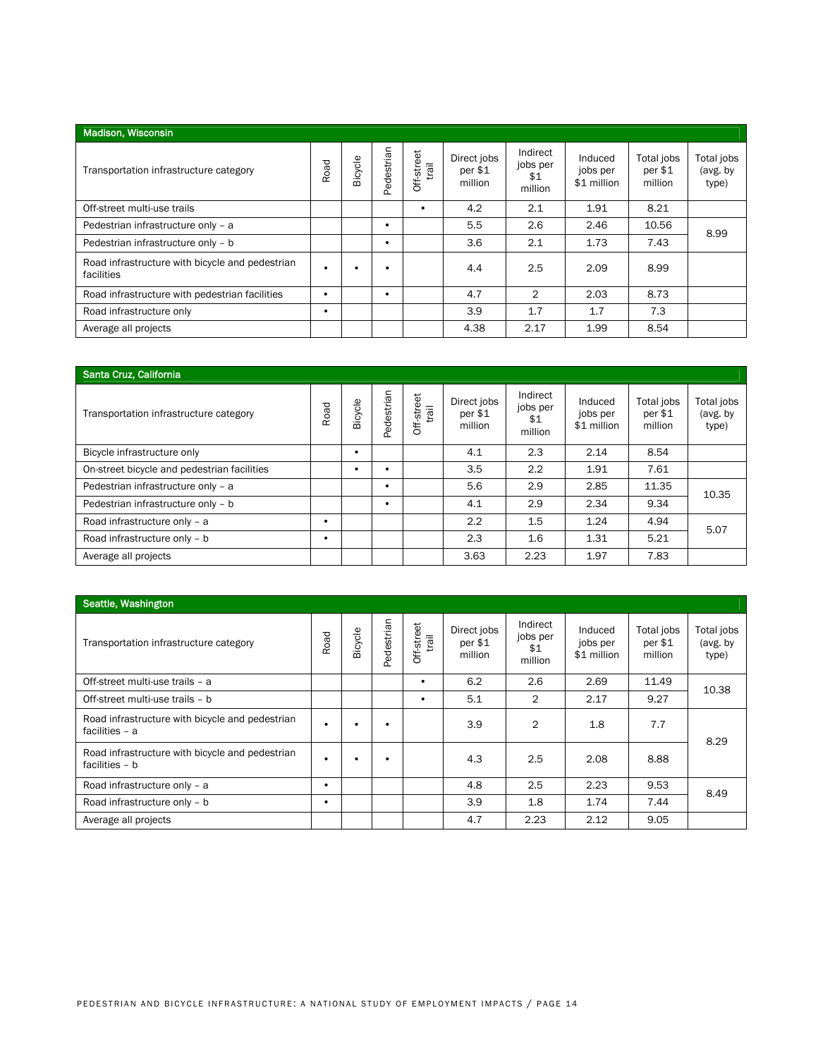| Madison, Wisconsin | | | | | | | | | |
|---|---|---|---|---|---|---|---|---|---|
| Transportation infrastructure category | Road | Bicycle | Pedestrian | Off-street trail | Direct jobs per $1 million | Indirect jobs per $1 million | Induced jobs per $1 million | Total jobs per $1 million | Total jobs (avg. by type) |
| Off-street multi-use trails | | | | • | 4.2 | 2.1 | 1.91 | 8.21 | |
| Pedestrian infrastructure only – a | | | • | | 5.5 | 2.6 | 2.46 | 10.56 | 8.99 |
| Pedestrian infrastructure only – b | | | • | | 3.6 | 2.1 | 1.73 | 7.43 | |
| Road infrastructure with bicycle and pedestrian facilities | • | • | • | | 4.4 | 2.5 | 2.09 | 8.99 | |
| Road infrastructure with pedestrian facilities | • | | • | | 4.7 | 2 | 2.03 | 8.73 | |
| Road infrastructure only | • | | | | 3.9 | 1.7 | 1.7 | 7.3 | |
| Average all projects | | | | | 4.38 | 2.17 | 1.99 | 8.54 | |

| Santa Cruz, California | | | | | | | | | |
|---|---|---|---|---|---|---|---|---|---|
| Transportation infrastructure category | Road | Bicycle | Pedestrian | Off-street trail | Direct jobs per $1 million | Indirect jobs per $1 million | Induced jobs per $1 million | Total jobs per $1 million | Total jobs (avg. by type) |
| Bicycle infrastructure only | | • | | | 4.1 | 2.3 | 2.14 | 8.54 | |
| On-street bicycle and pedestrian facilities | | • | • | | 3.5 | 2.2 | 1.91 | 7.61 | |
| Pedestrian infrastructure only – a | | | • | | 5.6 | 2.9 | 2.85 | 11.35 | 10.35 |
| Pedestrian infrastructure only – b | | | • | | 4.1 | 2.9 | 2.34 | 9.34 | |
| Road infrastructure only – a | • | | | | 2.2 | 1.5 | 1.24 | 4.94 | 5.07 |
| Road infrastructure only – b | • | | | | 2.3 | 1.6 | 1.31 | 5.21 | |
| Average all projects | | | | | 3.63 | 2.23 | 1.97 | 7.83 | |

| Seattle, Washington | | | | | | | | | |
|---|---|---|---|---|---|---|---|---|---|
| Transportation infrastructure category | Road | Bicycle | Pedestrian | Off-street trail | Direct jobs per $1 million | Indirect jobs per $1 million | Induced jobs per $1 million | Total jobs per $1 million | Total jobs (avg. by type) |
| Off-street multi-use trails – a | | | | • | 6.2 | 2.6 | 2.69 | 11.49 | 10.38 |
| Off-street multi-use trails – b | | | | • | 5.1 | 2 | 2.17 | 9.27 | |
| Road infrastructure with bicycle and pedestrian facilities – a | • | • | • | | 3.9 | 2 | 1.8 | 7.7 | 8.29 |
| Road infrastructure with bicycle and pedestrian facilities – b | • | • | • | | 4.3 | 2.5 | 2.08 | 8.88 | |
| Road infrastructure only – a | • | | | | 4.8 | 2.5 | 2.23 | 9.53 | 8.49 |
| Road infrastructure only – b | • | | | | 3.9 | 1.8 | 1.74 | 7.44 | |
| Average all projects | | | | | 4.7 | 2.23 | 2.12 | 9.05 | |